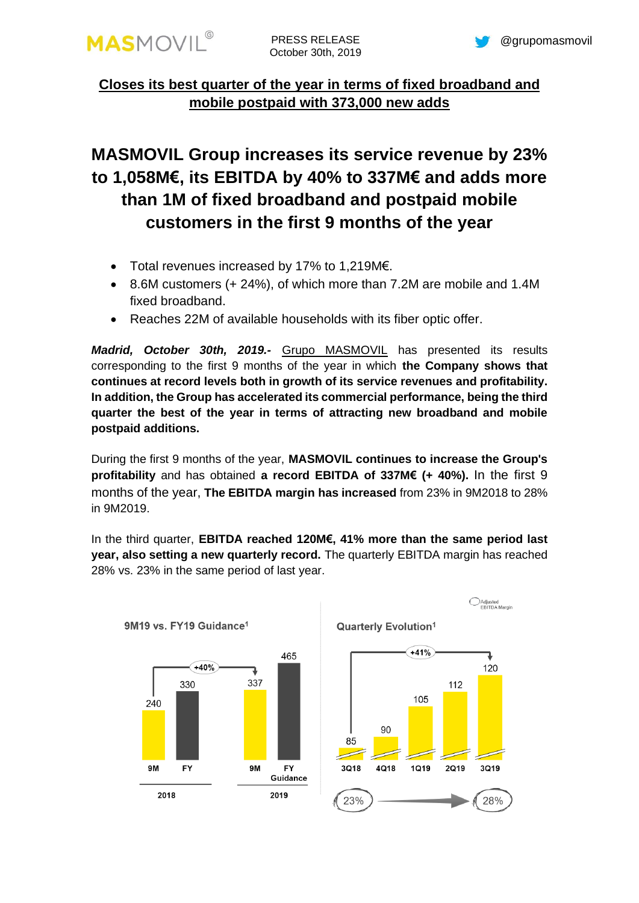# Closes its best quarter of the year in terms of fixed broadband and mobile postpaid with 373,000 new adds

## MASMOVIL Group increases its service revenue by 23% to 1,058M€, its EBITDA by 40% to 337M€ and adds more than 1M of fixed broadband and postpaid mobile customers in the first 9 months of the year

- Total revenues increased by 17% to 1,219M€.
- 8.6M customers (+ 24%), of which more than 7.2M are mobile and 1.4M fixed broadband.
- Reaches 22M of available households with its fiber optic offer.

***Madrid, October 30th, 2019.-*** Grupo MASMOVIL has presented its results corresponding to the first 9 months of the year in which **the Company shows that continues at record levels both in growth of its service revenues and profitability. In addition, the Group has accelerated its commercial performance, being the third quarter the best of the year in terms of attracting new broadband and mobile postpaid additions.**

During the first 9 months of the year, **MASMOVIL continues to increase the Group's profitability** and has obtained **a record EBITDA of 337M€ (+ 40%).** In the first 9 months of the year, **The EBITDA margin has increased** from 23% in 9M2018 to 28% in 9M2019.

In the third quarter, **EBITDA reached 120M€, 41% more than the same period last year, also setting a new quarterly record.** The quarterly EBITDA margin has reached 28% vs. 23% in the same period of last year.

**9M19 vs. FY19 Guidance[1]**

| | 2018 9M | 2018 FY | 2019 9M | 2019 FY Guidance |
|---|---|---|---|---|
| EBITDA | 240 | 330 | 337 | 465 |

+40% (9M 2018 vs. 9M 2019)

**Quarterly Evolution[1]**

| | 3Q18 | 4Q18 | 1Q19 | 2Q19 | 3Q19 |
|---|---|---|---|---|---|
| EBITDA | 85 | 90 | 105 | 112 | 120 |

+41% (3Q18 vs. 3Q19)

Adjusted EBITDA Margin: 23% → 28%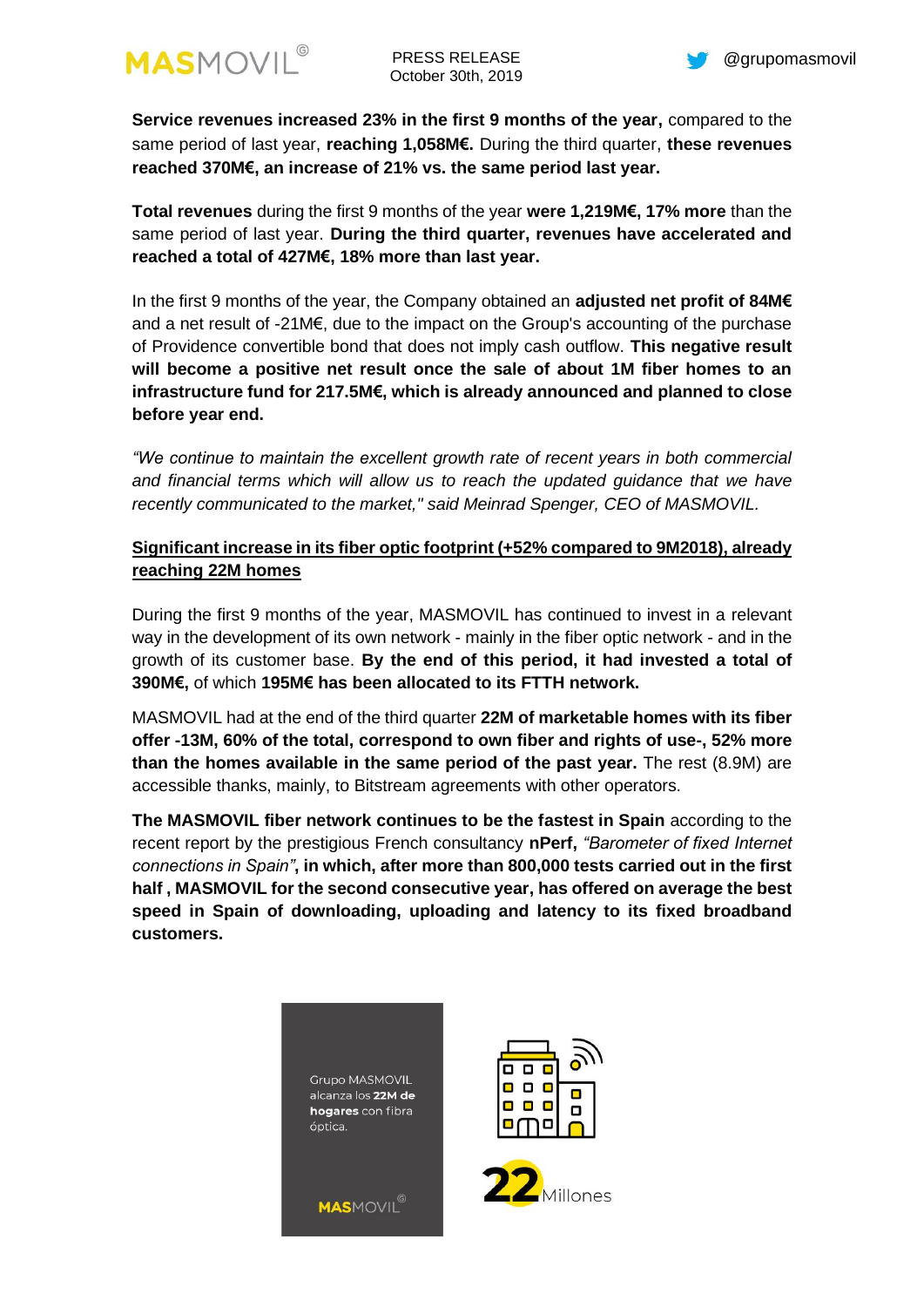**Service revenues increased 23% in the first 9 months of the year,** compared to the same period of last year, **reaching 1,058M€.** During the third quarter, **these revenues reached 370M€, an increase of 21% vs. the same period last year.**

**Total revenues** during the first 9 months of the year **were 1,219M€, 17% more** than the same period of last year. **During the third quarter, revenues have accelerated and reached a total of 427M€, 18% more than last year.**

In the first 9 months of the year, the Company obtained an **adjusted net profit of 84M€** and a net result of -21M€, due to the impact on the Group's accounting of the purchase of Providence convertible bond that does not imply cash outflow. **This negative result will become a positive net result once the sale of about 1M fiber homes to an infrastructure fund for 217.5M€, which is already announced and planned to close before year end.**

*"We continue to maintain the excellent growth rate of recent years in both commercial and financial terms which will allow us to reach the updated guidance that we have recently communicated to the market," said Meinrad Spenger, CEO of MASMOVIL.*

**Significant increase in its fiber optic footprint (+52% compared to 9M2018), already reaching 22M homes**

During the first 9 months of the year, MASMOVIL has continued to invest in a relevant way in the development of its own network - mainly in the fiber optic network - and in the growth of its customer base. **By the end of this period, it had invested a total of 390M€,** of which **195M€ has been allocated to its FTTH network.**

MASMOVIL had at the end of the third quarter **22M of marketable homes with its fiber offer -13M, 60% of the total, correspond to own fiber and rights of use-, 52% more than the homes available in the same period of the past year.** The rest (8.9M) are accessible thanks, mainly, to Bitstream agreements with other operators.

**The MASMOVIL fiber network continues to be the fastest in Spain** according to the recent report by the prestigious French consultancy **nPerf,** *"Barometer of fixed Internet connections in Spain"***, in which, after more than 800,000 tests carried out in the first half , MASMOVIL for the second consecutive year, has offered on average the best speed in Spain of downloading, uploading and latency to its fixed broadband customers.**

Grupo MASMOVIL alcanza los **22M de hogares** con fibra óptica.

MASMOVIL

22 Millones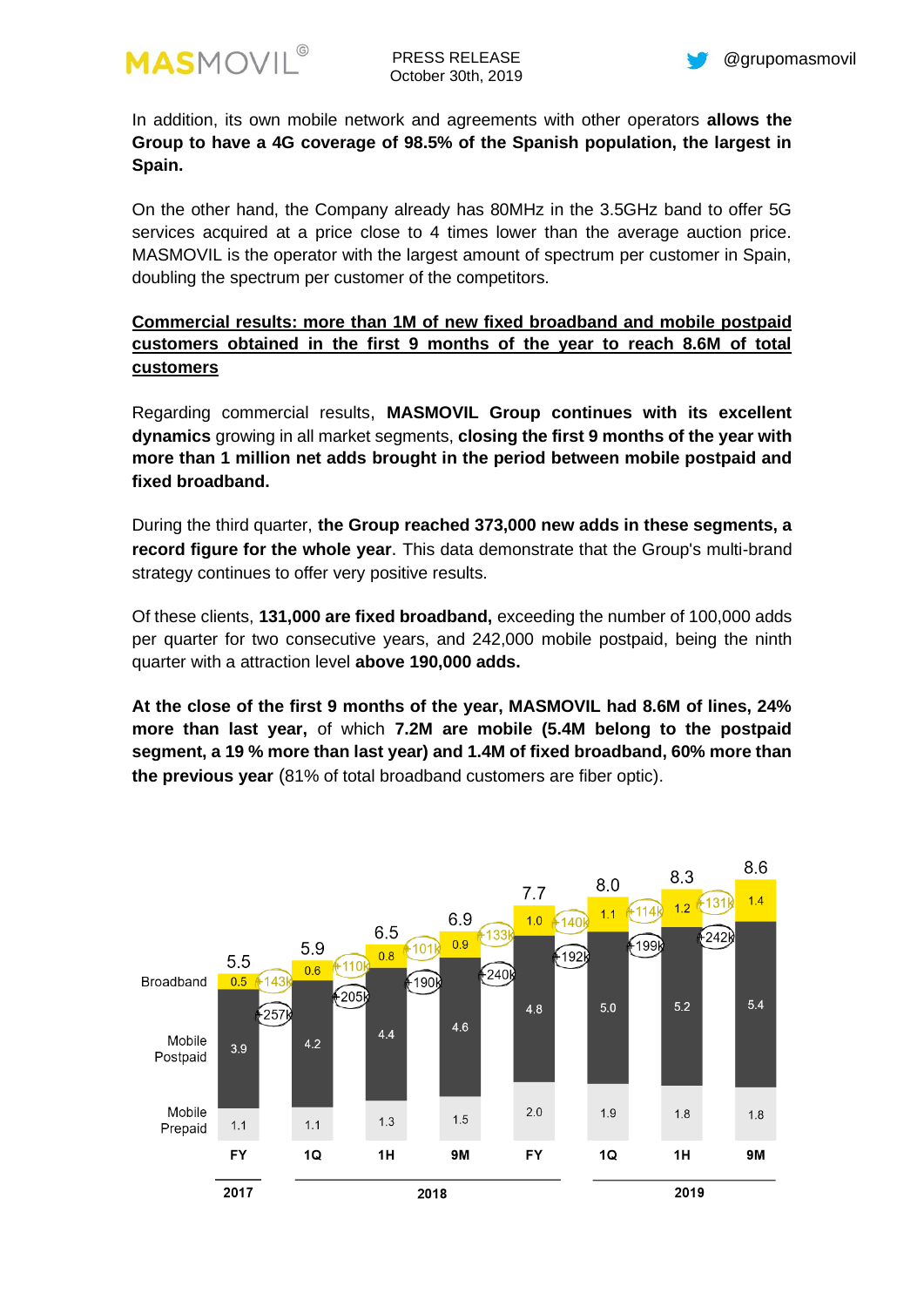In addition, its own mobile network and agreements with other operators **allows the Group to have a 4G coverage of 98.5% of the Spanish population, the largest in Spain.**

On the other hand, the Company already has 80MHz in the 3.5GHz band to offer 5G services acquired at a price close to 4 times lower than the average auction price. MASMOVIL is the operator with the largest amount of spectrum per customer in Spain, doubling the spectrum per customer of the competitors.

**Commercial results: more than 1M of new fixed broadband and mobile postpaid customers obtained in the first 9 months of the year to reach 8.6M of total customers**

Regarding commercial results, **MASMOVIL Group continues with its excellent dynamics** growing in all market segments, **closing the first 9 months of the year with more than 1 million net adds brought in the period between mobile postpaid and fixed broadband.**

During the third quarter, **the Group reached 373,000 new adds in these segments, a record figure for the whole year**. This data demonstrate that the Group's multi-brand strategy continues to offer very positive results.

Of these clients, **131,000 are fixed broadband,** exceeding the number of 100,000 adds per quarter for two consecutive years, and 242,000 mobile postpaid, being the ninth quarter with a attraction level **above 190,000 adds.**

**At the close of the first 9 months of the year, MASMOVIL had 8.6M of lines, 24% more than last year,** of which **7.2M are mobile (5.4M belong to the postpaid segment, a 19 % more than last year) and 1.4M of fixed broadband, 60% more than the previous year** (81% of total broadband customers are fiber optic).

| | 2017 FY | 2018 1Q | 2018 1H | 2018 9M | 2018 FY | 2019 1Q | 2019 1H | 2019 9M |
|---|---|---|---|---|---|---|---|---|
| Total | 5.5 | 5.9 | 6.5 | 6.9 | 7.7 | 8.0 | 8.3 | 8.6 |
| Broadband | 0.5 | 0.6 | 0.8 | 0.9 | 1.0 | 1.1 | 1.2 | 1.4 |
| Broadband net adds | | +143k | +110k | +101k | +133k | +140k | +114k | +131k |
| Mobile Postpaid | 3.9 | 4.2 | 4.4 | 4.6 | 4.8 | 5.0 | 5.2 | 5.4 |
| Mobile Postpaid net adds | | +257k | +205k | +190k | +240k | +192k | +199k | +242k |
| Mobile Prepaid | 1.1 | 1.1 | 1.3 | 1.5 | 2.0 | 1.9 | 1.8 | 1.8 |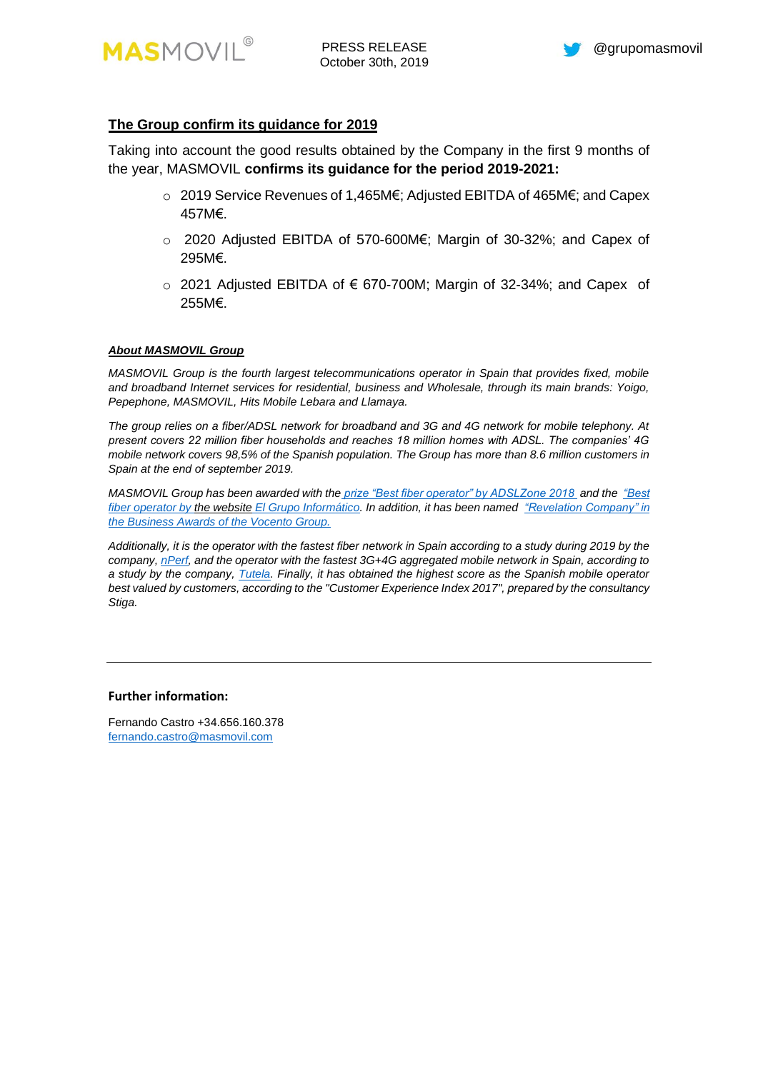## The Group confirm its guidance for 2019

Taking into account the good results obtained by the Company in the first 9 months of the year, MASMOVIL **confirms its guidance for the period 2019-2021:**

- 2019 Service Revenues of 1,465M€; Adjusted EBITDA of 465M€; and Capex 457M€.
- 2020 Adjusted EBITDA of 570-600M€; Margin of 30-32%; and Capex of 295M€.
- 2021 Adjusted EBITDA of € 670-700M; Margin of 32-34%; and Capex of 255M€.

***About MASMOVIL Group***

*MASMOVIL Group is the fourth largest telecommunications operator in Spain that provides fixed, mobile and broadband Internet services for residential, business and Wholesale, through its main brands: Yoigo, Pepephone, MASMOVIL, Hits Mobile Lebara and Llamaya.*

*The group relies on a fiber/ADSL network for broadband and 3G and 4G network for mobile telephony. At present covers 22 million fiber households and reaches 18 million homes with ADSL. The companies' 4G mobile network covers 98,5% of the Spanish population. The Group has more than 8.6 million customers in Spain at the end of september 2019.*

*MASMOVIL Group has been awarded with the prize "Best fiber operator" by ADSLZone 2018 and the "Best fiber operator by the website El Grupo Informático. In addition, it has been named "Revelation Company" in the Business Awards of the Vocento Group.*

*Additionally, it is the operator with the fastest fiber network in Spain according to a study during 2019 by the company, nPerf, and the operator with the fastest 3G+4G aggregated mobile network in Spain, according to a study by the company, Tutela. Finally, it has obtained the highest score as the Spanish mobile operator best valued by customers, according to the "Customer Experience Index 2017", prepared by the consultancy Stiga.*

---

**Further information:**

Fernando Castro +34.656.160.378
fernando.castro@masmovil.com